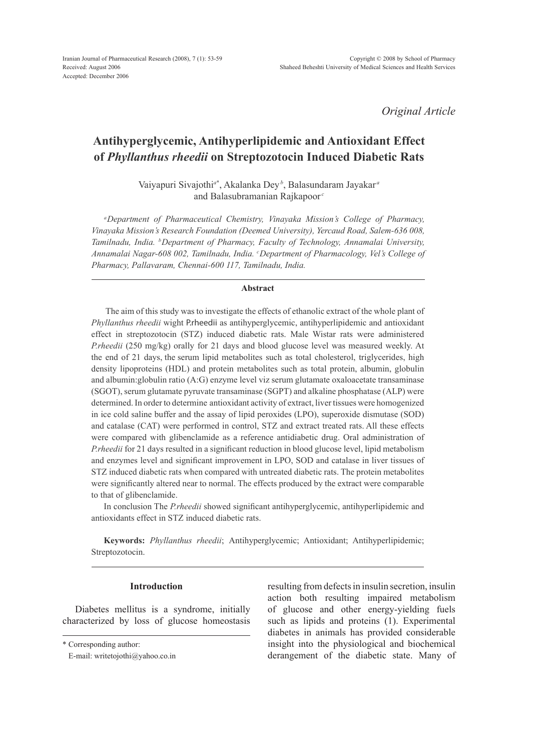Iranian Journal of Pharmaceutical Research (2008), 7 (1): 53-59
Received: August 2006
Accepted: December 2006

Copyright © 2008 by School of Pharmacy
Shaheed Beheshti University of Medical Sciences and Health Services

*Original Article*

# Antihyperglycemic, Antihyperlipidemic and Antioxidant Effect of *Phyllanthus rheedii* on Streptozotocin Induced Diabetic Rats

Vaiyapuri Sivajothi[a*], Akalanka Dey[b], Balasundaram Jayakar[a] and Balasubramanian Rajkapoor[c]

*[a]Department of Pharmaceutical Chemistry, Vinayaka Mission's College of Pharmacy, Vinayaka Mission's Research Foundation (Deemed University), Yercaud Road, Salem-636 008, Tamilnadu, India. [b]Department of Pharmacy, Faculty of Technology, Annamalai University, Annamalai Nagar-608 002, Tamilnadu, India. [c]Department of Pharmacology, Vel's College of Pharmacy, Pallavaram, Chennai-600 117, Tamilnadu, India.*

## Abstract

The aim of this study was to investigate the effects of ethanolic extract of the whole plant of *Phyllanthus rheedii* wight P.rheedii as antihyperglycemic, antihyperlipidemic and antioxidant effect in streptozotocin (STZ) induced diabetic rats. Male Wistar rats were administered *P.rheedii* (250 mg/kg) orally for 21 days and blood glucose level was measured weekly. At the end of 21 days, the serum lipid metabolites such as total cholesterol, triglycerides, high density lipoproteins (HDL) and protein metabolites such as total protein, albumin, globulin and albumin:globulin ratio (A:G) enzyme level viz serum glutamate oxaloacetate transaminase (SGOT), serum glutamate pyruvate transaminase (SGPT) and alkaline phosphatase (ALP) were determined. In order to determine antioxidant activity of extract, liver tissues were homogenized in ice cold saline buffer and the assay of lipid peroxides (LPO), superoxide dismutase (SOD) and catalase (CAT) were performed in control, STZ and extract treated rats. All these effects were compared with glibenclamide as a reference antidiabetic drug. Oral administration of *P.rheedii* for 21 days resulted in a significant reduction in blood glucose level, lipid metabolism and enzymes level and significant improvement in LPO, SOD and catalase in liver tissues of STZ induced diabetic rats when compared with untreated diabetic rats. The protein metabolites were significantly altered near to normal. The effects produced by the extract were comparable to that of glibenclamide.

In conclusion The *P.rheedii* showed significant antihyperglycemic, antihyperlipidemic and antioxidants effect in STZ induced diabetic rats.

**Keywords:** *Phyllanthus rheedii*; Antihyperglycemic; Antioxidant; Antihyperlipidemic; Streptozotocin.

## Introduction

Diabetes mellitus is a syndrome, initially characterized by loss of glucose homeostasis resulting from defects in insulin secretion, insulin action both resulting impaired metabolism of glucose and other energy-yielding fuels such as lipids and proteins (1). Experimental diabetes in animals has provided considerable insight into the physiological and biochemical derangement of the diabetic state. Many of

\* Corresponding author:
E-mail: writetojothi@yahoo.co.in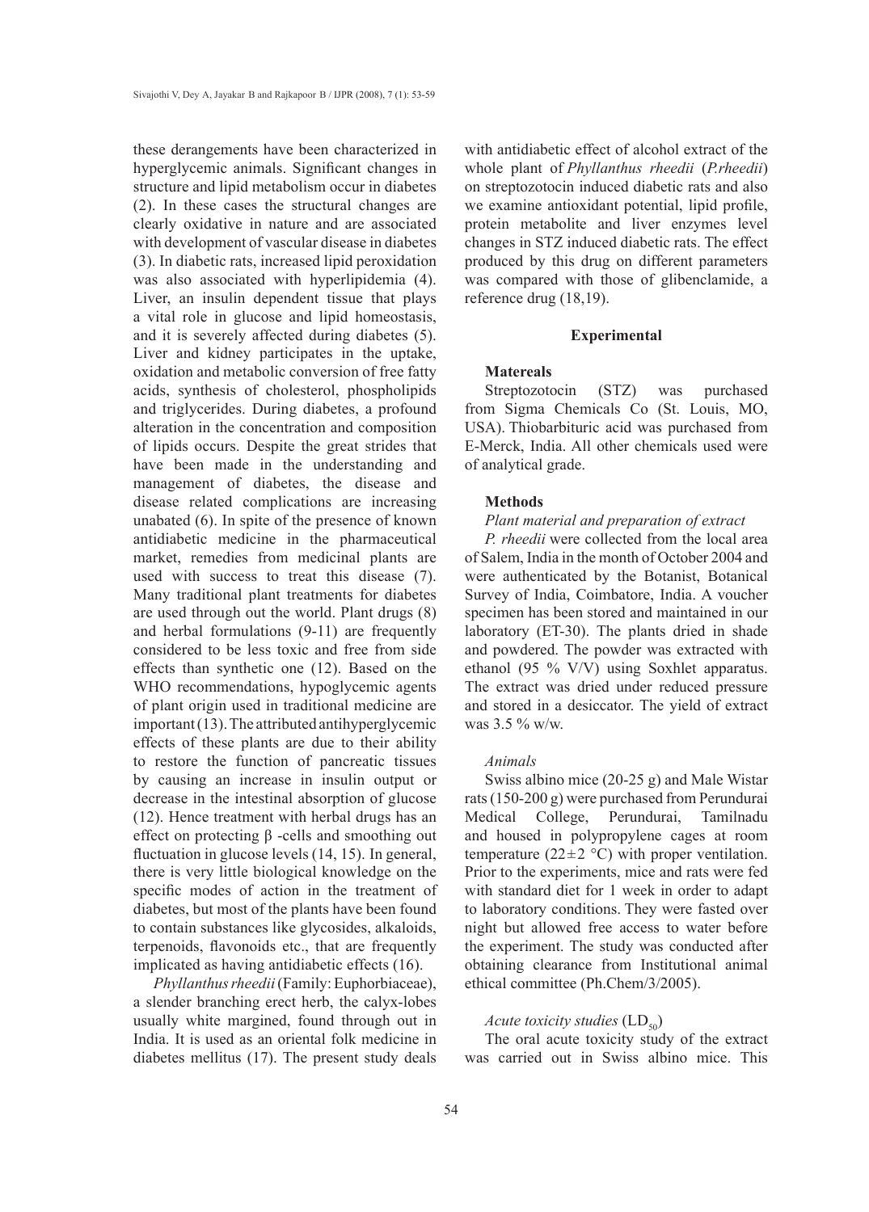these derangements have been characterized in hyperglycemic animals. Significant changes in structure and lipid metabolism occur in diabetes (2). In these cases the structural changes are clearly oxidative in nature and are associated with development of vascular disease in diabetes (3). In diabetic rats, increased lipid peroxidation was also associated with hyperlipidemia (4). Liver, an insulin dependent tissue that plays a vital role in glucose and lipid homeostasis, and it is severely affected during diabetes (5). Liver and kidney participates in the uptake, oxidation and metabolic conversion of free fatty acids, synthesis of cholesterol, phospholipids and triglycerides. During diabetes, a profound alteration in the concentration and composition of lipids occurs. Despite the great strides that have been made in the understanding and management of diabetes, the disease and disease related complications are increasing unabated (6). In spite of the presence of known antidiabetic medicine in the pharmaceutical market, remedies from medicinal plants are used with success to treat this disease (7). Many traditional plant treatments for diabetes are used through out the world. Plant drugs (8) and herbal formulations (9-11) are frequently considered to be less toxic and free from side effects than synthetic one (12). Based on the WHO recommendations, hypoglycemic agents of plant origin used in traditional medicine are important (13). The attributed antihyperglycemic effects of these plants are due to their ability to restore the function of pancreatic tissues by causing an increase in insulin output or decrease in the intestinal absorption of glucose (12). Hence treatment with herbal drugs has an effect on protecting β -cells and smoothing out fluctuation in glucose levels (14, 15). In general, there is very little biological knowledge on the specific modes of action in the treatment of diabetes, but most of the plants have been found to contain substances like glycosides, alkaloids, terpenoids, flavonoids etc., that are frequently implicated as having antidiabetic effects (16).

*Phyllanthus rheedii* (Family: Euphorbiaceae), a slender branching erect herb, the calyx-lobes usually white margined, found through out in India. It is used as an oriental folk medicine in diabetes mellitus (17). The present study deals with antidiabetic effect of alcohol extract of the whole plant of *Phyllanthus rheedii* (*P.rheedii*) on streptozotocin induced diabetic rats and also we examine antioxidant potential, lipid profile, protein metabolite and liver enzymes level changes in STZ induced diabetic rats. The effect produced by this drug on different parameters was compared with those of glibenclamide, a reference drug (18,19).

## Experimental

### Matereals

Streptozotocin (STZ) was purchased from Sigma Chemicals Co (St. Louis, MO, USA). Thiobarbituric acid was purchased from E-Merck, India. All other chemicals used were of analytical grade.

### Methods

*Plant material and preparation of extract*

*P. rheedii* were collected from the local area of Salem, India in the month of October 2004 and were authenticated by the Botanist, Botanical Survey of India, Coimbatore, India. A voucher specimen has been stored and maintained in our laboratory (ET-30). The plants dried in shade and powdered. The powder was extracted with ethanol (95 % V/V) using Soxhlet apparatus. The extract was dried under reduced pressure and stored in a desiccator. The yield of extract was 3.5 % w/w.

*Animals*

Swiss albino mice (20-25 g) and Male Wistar rats (150-200 g) were purchased from Perundurai Medical College, Perundurai, Tamilnadu and housed in polypropylene cages at room temperature (22±2 °C) with proper ventilation. Prior to the experiments, mice and rats were fed with standard diet for 1 week in order to adapt to laboratory conditions. They were fasted over night but allowed free access to water before the experiment. The study was conducted after obtaining clearance from Institutional animal ethical committee (Ph.Chem/3/2005).

*Acute toxicity studies* ($LD_{50}$)

The oral acute toxicity study of the extract was carried out in Swiss albino mice. This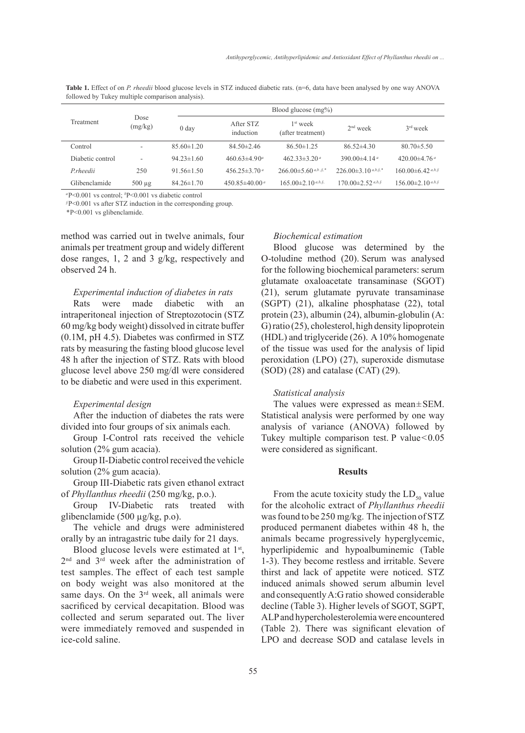**Table 1.** Effect of on *P. rheedii* blood glucose levels in STZ induced diabetic rats. (n=6, data have been analysed by one way ANOVA followed by Tukey multiple comparison analysis).

| Treatment | Dose (mg/kg) | Blood glucose (mg%) | | | | |
|---|---|---|---|---|---|---|
| | | 0 day | After STZ induction | 1st week (after treatment) | 2nd week | 3rd week |
| Control | - | 85.60±1.20 | 84.50±2.46 | 86.50±1.25 | 86.52±4.30 | 80.70±5.50 |
| Diabetic control | - | 94.23±1.60 | 460.63±4.90[a] | 462.33±3.20[a] | 390.00±4.14[a] | 420.00±4.76[a] |
| *P.rheedii* | 250 | 91.56±1.50 | 456.25±3.70[a] | 266.00±5.60[a,b,§,*] | 226.00±3.10[a,b,§,*] | 160.00±6.42[a,b,§] |
| Glibenclamide | 500 µg | 84.26±1.70 | 450.85±40.00[a] | 165.00±2.10[a,b,§] | 170.00±2.52[a,b,§] | 156.00±2.10[a,b,§] |

[a]P<0.001 vs control; [b]P<0.001 vs diabetic control

[§]P<0.001 vs after STZ induction in the corresponding group.

*P<0.001 vs glibenclamide.

method was carried out in twelve animals, four animals per treatment group and widely different dose ranges, 1, 2 and 3 g/kg, respectively and observed 24 h.

*Experimental induction of diabetes in rats*

Rats were made diabetic with an intraperitoneal injection of Streptozotocin (STZ 60 mg/kg body weight) dissolved in citrate buffer (0.1M, pH 4.5). Diabetes was confirmed in STZ rats by measuring the fasting blood glucose level 48 h after the injection of STZ. Rats with blood glucose level above 250 mg/dl were considered to be diabetic and were used in this experiment.

*Experimental design*

After the induction of diabetes the rats were divided into four groups of six animals each.

Group I-Control rats received the vehicle solution (2% gum acacia).

Group II-Diabetic control received the vehicle solution (2% gum acacia).

Group III-Diabetic rats given ethanol extract of *Phyllanthus rheedii* (250 mg/kg, p.o.).

Group IV-Diabetic rats treated with glibenclamide (500 µg/kg, p.o).

The vehicle and drugs were administered orally by an intragastric tube daily for 21 days.

Blood glucose levels were estimated at 1st, 2nd and 3rd week after the administration of test samples. The effect of each test sample on body weight was also monitored at the same days. On the 3rd week, all animals were sacrificed by cervical decapitation. Blood was collected and serum separated out. The liver were immediately removed and suspended in ice-cold saline.

*Biochemical estimation*

Blood glucose was determined by the O-toludine method (20). Serum was analysed for the following biochemical parameters: serum glutamate oxaloacetate transaminase (SGOT) (21), serum glutamate pyruvate transaminase (SGPT) (21), alkaline phosphatase (22), total protein (23), albumin (24), albumin-globulin (A: G) ratio (25), cholesterol, high density lipoprotein (HDL) and triglyceride (26). A 10% homogenate of the tissue was used for the analysis of lipid peroxidation (LPO) (27), superoxide dismutase (SOD) (28) and catalase (CAT) (29).

*Statistical analysis*

The values were expressed as mean±SEM. Statistical analysis were performed by one way analysis of variance (ANOVA) followed by Tukey multiple comparison test. P value<0.05 were considered as significant.

## Results

From the acute toxicity study the $LD_{50}$ value for the alcoholic extract of *Phyllanthus rheedii* was found to be 250 mg/kg. The injection of STZ produced permanent diabetes within 48 h, the animals became progressively hyperglycemic, hyperlipidemic and hypoalbuminemic (Table 1-3). They become restless and irritable. Severe thirst and lack of appetite were noticed. STZ induced animals showed serum albumin level and consequently A:G ratio showed considerable decline (Table 3). Higher levels of SGOT, SGPT, ALP and hypercholesterolemia were encountered (Table 2). There was significant elevation of LPO and decrease SOD and catalase levels in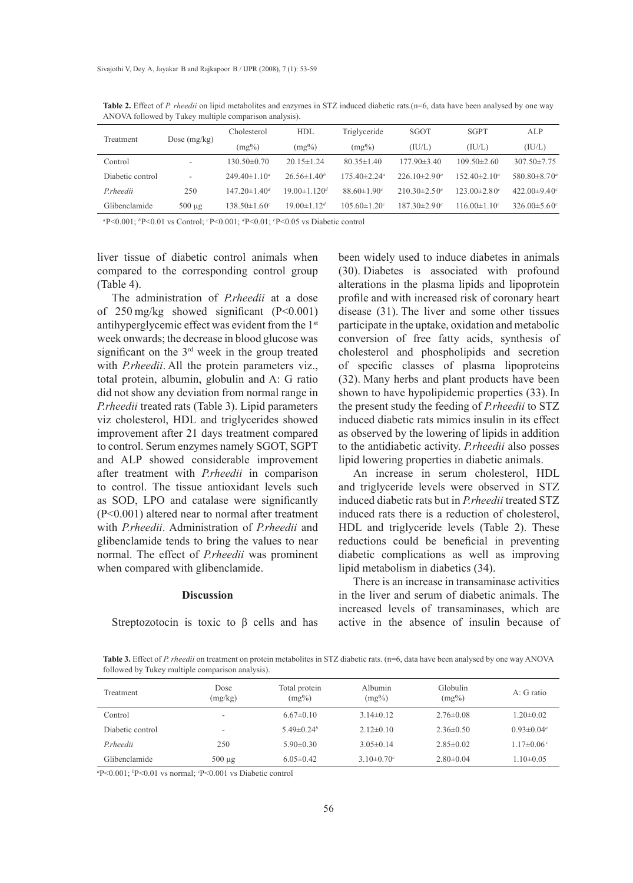**Table 2.** Effect of *P. rheedii* on lipid metabolites and enzymes in STZ induced diabetic rats.(n=6, data have been analysed by one way ANOVA followed by Tukey multiple comparison analysis).

| Treatment | Dose (mg/kg) | Cholesterol (mg%) | HDL (mg%) | Triglyceride (mg%) | SGOT (IU/L) | SGPT (IU/L) | ALP (IU/L) |
|---|---|---|---|---|---|---|---|
| Control | - | 130.50±0.70 | 20.15±1.24 | 80.35±1.40 | 177.90±3.40 | 109.50±2.60 | 307.50±7.75 |
| Diabetic control | - | 249.40±1.10[a] | 26.56±1.40[b] | 175.40±2.24[a] | 226.10±2.90[a] | 152.40±2.10[a] | 580.80±8.70[a] |
| *P.rheedii* | 250 | 147.20±1.40[d] | 19.00±1.120[d] | 88.60±1.90[c] | 210.30±2.50[e] | 123.00±2.80[c] | 422.00±9.40[c] |
| Glibenclamide | 500 μg | 138.50±1.60[c] | 19.00±1.12[d] | 105.60±1.20[c] | 187.30±2.90[c] | 116.00±1.10[c] | 326.00±5.60[c] |

[a]P<0.001; [b]P<0.01 vs Control; [c] P<0.001; [d]P<0.01; [e]P<0.05 vs Diabetic control

liver tissue of diabetic control animals when compared to the corresponding control group (Table 4).

The administration of *P.rheedii* at a dose of 250 mg/kg showed significant (P<0.001) antihyperglycemic effect was evident from the 1st week onwards; the decrease in blood glucose was significant on the 3rd week in the group treated with *P.rheedii*. All the protein parameters viz., total protein, albumin, globulin and A: G ratio did not show any deviation from normal range in *P.rheedii* treated rats (Table 3). Lipid parameters viz cholesterol, HDL and triglycerides showed improvement after 21 days treatment compared to control. Serum enzymes namely SGOT, SGPT and ALP showed considerable improvement after treatment with *P.rheedii* in comparison to control. The tissue antioxidant levels such as SOD, LPO and catalase were significantly (P<0.001) altered near to normal after treatment with *P.rheedii*. Administration of *P.rheedii* and glibenclamide tends to bring the values to near normal. The effect of *P.rheedii* was prominent when compared with glibenclamide.

## Discussion

Streptozotocin is toxic to β cells and has been widely used to induce diabetes in animals (30). Diabetes is associated with profound alterations in the plasma lipids and lipoprotein profile and with increased risk of coronary heart disease (31). The liver and some other tissues participate in the uptake, oxidation and metabolic conversion of free fatty acids, synthesis of cholesterol and phospholipids and secretion of specific classes of plasma lipoproteins (32). Many herbs and plant products have been shown to have hypolipidemic properties (33). In the present study the feeding of *P.rheedii* to STZ induced diabetic rats mimics insulin in its effect as observed by the lowering of lipids in addition to the antidiabetic activity. *P.rheedii* also posses lipid lowering properties in diabetic animals.

An increase in serum cholesterol, HDL and triglyceride levels were observed in STZ induced diabetic rats but in *P.rheedii* treated STZ induced rats there is a reduction of cholesterol, HDL and triglyceride levels (Table 2). These reductions could be beneficial in preventing diabetic complications as well as improving lipid metabolism in diabetics (34).

There is an increase in transaminase activities in the liver and serum of diabetic animals. The increased levels of transaminases, which are active in the absence of insulin because of

**Table 3.** Effect of *P. rheedii* on treatment on protein metabolites in STZ diabetic rats. (n=6, data have been analysed by one way ANOVA followed by Tukey multiple comparison analysis).

| Treatment | Dose (mg/kg) | Total protein (mg%) | Albumin (mg%) | Globulin (mg%) | A: G ratio |
|---|---|---|---|---|---|
| Control | - | 6.67±0.10 | 3.14±0.12 | 2.76±0.08 | 1.20±0.02 |
| Diabetic control | - | 5.49±0.24[b] | 2.12±0.10 | 2.36±0.50 | 0.93±0.04[a] |
| *P.rheedii* | 250 | 5.90±0.30 | 3.05±0.14 | 2.85±0.02 | 1.17±0.06[c] |
| Glibenclamide | 500 μg | 6.05±0.42 | 3.10±0.70[c] | 2.80±0.04 | 1.10±0.05 |

[a]P<0.001; [b]P<0.01 vs normal; [c]P<0.001 vs Diabetic control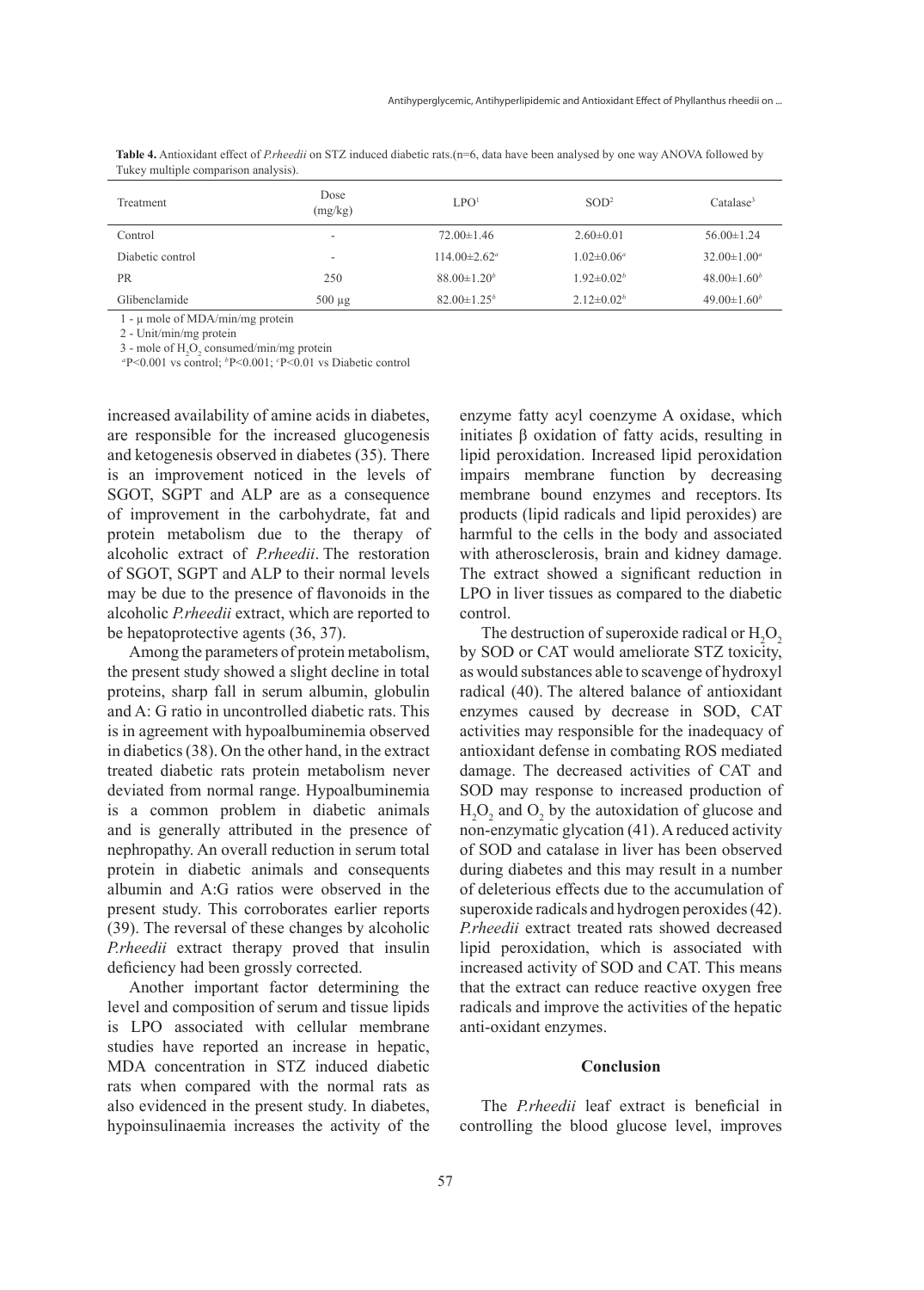**Table 4.** Antioxidant effect of *P.rheedii* on STZ induced diabetic rats.(n=6, data have been analysed by one way ANOVA followed by Tukey multiple comparison analysis).

| Treatment | Dose (mg/kg) | LPO[1] | SOD[2] | Catalase[3] |
|---|---|---|---|---|
| Control | - | 72.00±1.46 | 2.60±0.01 | 56.00±1.24 |
| Diabetic control | - | 114.00±2.62[a] | 1.02±0.06[a] | 32.00±1.00[a] |
| PR | 250 | 88.00±1.20[b] | 1.92±0.02[b] | 48.00±1.60[b] |
| Glibenclamide | 500 µg | 82.00±1.25[b] | 2.12±0.02[b] | 49.00±1.60[b] |

1 - µ mole of MDA/min/mg protein

2 - Unit/min/mg protein

3 - mole of $H_2O_2$ consumed/min/mg protein

[a]P<0.001 vs control; [b]P<0.001; [c]P<0.01 vs Diabetic control

increased availability of amine acids in diabetes, are responsible for the increased glucogenesis and ketogenesis observed in diabetes (35). There is an improvement noticed in the levels of SGOT, SGPT and ALP are as a consequence of improvement in the carbohydrate, fat and protein metabolism due to the therapy of alcoholic extract of *P.rheedii*. The restoration of SGOT, SGPT and ALP to their normal levels may be due to the presence of flavonoids in the alcoholic *P.rheedii* extract, which are reported to be hepatoprotective agents (36, 37).

Among the parameters of protein metabolism, the present study showed a slight decline in total proteins, sharp fall in serum albumin, globulin and A: G ratio in uncontrolled diabetic rats. This is in agreement with hypoalbuminemia observed in diabetics (38). On the other hand, in the extract treated diabetic rats protein metabolism never deviated from normal range. Hypoalbuminemia is a common problem in diabetic animals and is generally attributed in the presence of nephropathy. An overall reduction in serum total protein in diabetic animals and consequents albumin and A:G ratios were observed in the present study. This corroborates earlier reports (39). The reversal of these changes by alcoholic *P.rheedii* extract therapy proved that insulin deficiency had been grossly corrected.

Another important factor determining the level and composition of serum and tissue lipids is LPO associated with cellular membrane studies have reported an increase in hepatic, MDA concentration in STZ induced diabetic rats when compared with the normal rats as also evidenced in the present study. In diabetes, hypoinsulinaemia increases the activity of the enzyme fatty acyl coenzyme A oxidase, which initiates β oxidation of fatty acids, resulting in lipid peroxidation. Increased lipid peroxidation impairs membrane function by decreasing membrane bound enzymes and receptors. Its products (lipid radicals and lipid peroxides) are harmful to the cells in the body and associated with atherosclerosis, brain and kidney damage. The extract showed a significant reduction in LPO in liver tissues as compared to the diabetic control.

The destruction of superoxide radical or $H_2O_2$ by SOD or CAT would ameliorate STZ toxicity, as would substances able to scavenge of hydroxyl radical (40). The altered balance of antioxidant enzymes caused by decrease in SOD, CAT activities may responsible for the inadequacy of antioxidant defense in combating ROS mediated damage. The decreased activities of CAT and SOD may response to increased production of $H_2O_2$ and $O_2$ by the autoxidation of glucose and non-enzymatic glycation (41). A reduced activity of SOD and catalase in liver has been observed during diabetes and this may result in a number of deleterious effects due to the accumulation of superoxide radicals and hydrogen peroxides (42). *P.rheedii* extract treated rats showed decreased lipid peroxidation, which is associated with increased activity of SOD and CAT. This means that the extract can reduce reactive oxygen free radicals and improve the activities of the hepatic anti-oxidant enzymes.

## Conclusion

The *P.rheedii* leaf extract is beneficial in controlling the blood glucose level, improves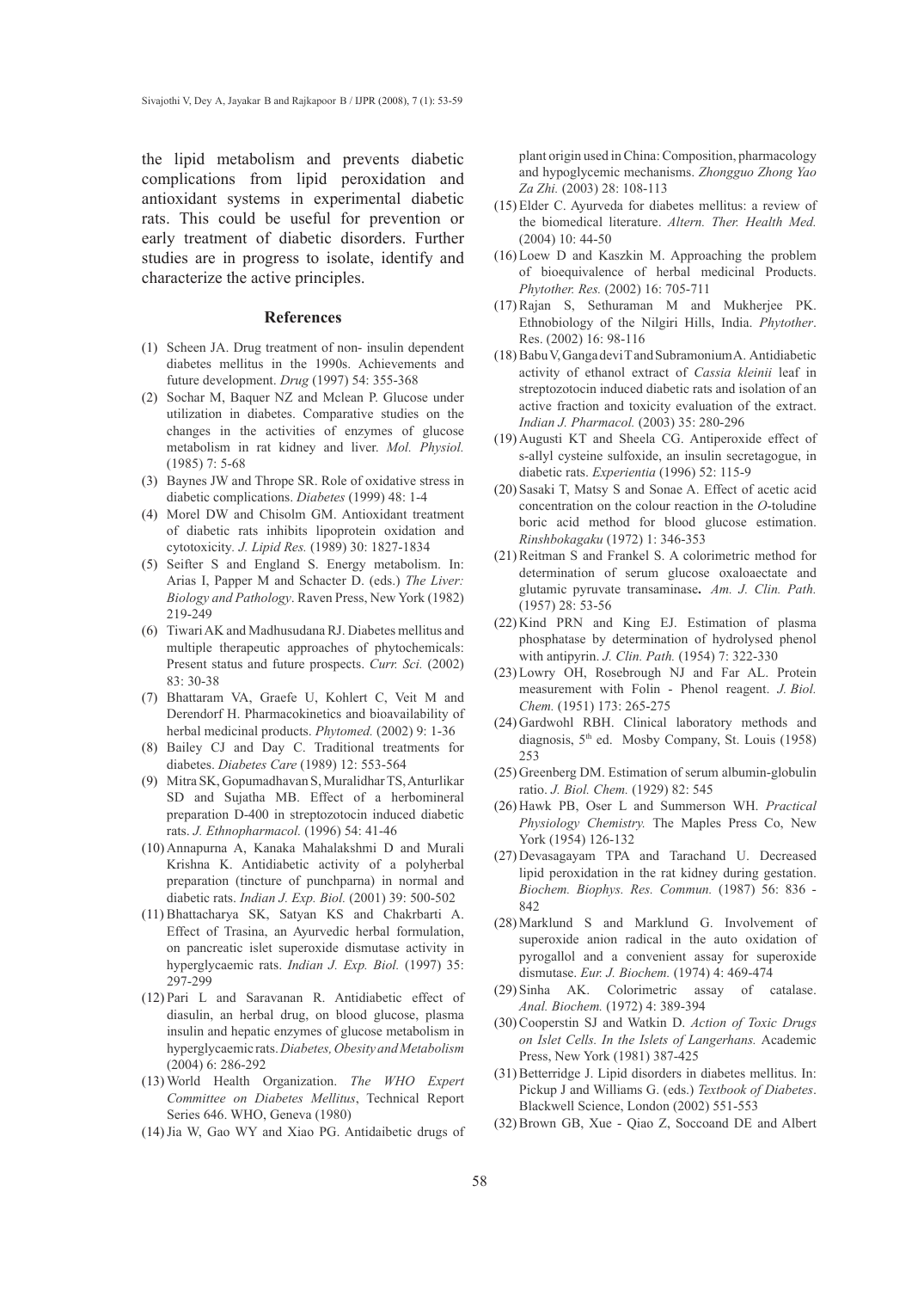the lipid metabolism and prevents diabetic complications from lipid peroxidation and antioxidant systems in experimental diabetic rats. This could be useful for prevention or early treatment of diabetic disorders. Further studies are in progress to isolate, identify and characterize the active principles.

## References

(1) Scheen JA. Drug treatment of non- insulin dependent diabetes mellitus in the 1990s. Achievements and future development. *Drug* (1997) 54: 355-368

(2) Sochar M, Baquer NZ and Mclean P. Glucose under utilization in diabetes. Comparative studies on the changes in the activities of enzymes of glucose metabolism in rat kidney and liver. *Mol. Physiol.* (1985) 7: 5-68

(3) Baynes JW and Thrope SR. Role of oxidative stress in diabetic complications. *Diabetes* (1999) 48: 1-4

(4) Morel DW and Chisolm GM. Antioxidant treatment of diabetic rats inhibits lipoprotein oxidation and cytotoxicity. *J. Lipid Res.* (1989) 30: 1827-1834

(5) Seifter S and England S. Energy metabolism. In: Arias I, Papper M and Schacter D. (eds.) *The Liver: Biology and Pathology*. Raven Press, New York (1982) 219-249

(6) Tiwari AK and Madhusudana RJ. Diabetes mellitus and multiple therapeutic approaches of phytochemicals: Present status and future prospects. *Curr. Sci.* (2002) 83: 30-38

(7) Bhattaram VA, Graefe U, Kohlert C, Veit M and Derendorf H. Pharmacokinetics and bioavailability of herbal medicinal products. *Phytomed.* (2002) 9: 1-36

(8) Bailey CJ and Day C. Traditional treatments for diabetes. *Diabetes Care* (1989) 12: 553-564

(9) Mitra SK, Gopumadhavan S, Muralidhar TS, Anturlikar SD and Sujatha MB. Effect of a herbomineral preparation D-400 in streptozotocin induced diabetic rats. *J. Ethnopharmacol.* (1996) 54: 41-46

(10) Annapurna A, Kanaka Mahalakshmi D and Murali Krishna K. Antidiabetic activity of a polyherbal preparation (tincture of punchparna) in normal and diabetic rats. *Indian J. Exp. Biol.* (2001) 39: 500-502

(11) Bhattacharya SK, Satyan KS and Chakrbarti A. Effect of Trasina, an Ayurvedic herbal formulation, on pancreatic islet superoxide dismutase activity in hyperglycaemic rats. *Indian J. Exp. Biol.* (1997) 35: 297-299

(12) Pari L and Saravanan R. Antidiabetic effect of diasulin, an herbal drug, on blood glucose, plasma insulin and hepatic enzymes of glucose metabolism in hyperglycaemic rats. *Diabetes, Obesity and Metabolism* (2004) 6: 286-292

(13) World Health Organization. *The WHO Expert Committee on Diabetes Mellitus*, Technical Report Series 646. WHO, Geneva (1980)

(14) Jia W, Gao WY and Xiao PG. Antidaibetic drugs of plant origin used in China: Composition, pharmacology and hypoglycemic mechanisms. *Zhongguo Zhong Yao Za Zhi.* (2003) 28: 108-113

(15) Elder C. Ayurveda for diabetes mellitus: a review of the biomedical literature. *Altern. Ther. Health Med.* (2004) 10: 44-50

(16) Loew D and Kaszkin M. Approaching the problem of bioequivalence of herbal medicinal Products. *Phytother. Res.* (2002) 16: 705-711

(17) Rajan S, Sethuraman M and Mukherjee PK. Ethnobiology of the Nilgiri Hills, India. *Phytother*. Res. (2002) 16: 98-116

(18) Babu V, Gangadevi T and Subramonium A. Antidiabetic activity of ethanol extract of *Cassia kleinii* leaf in streptozotocin induced diabetic rats and isolation of an active fraction and toxicity evaluation of the extract. *Indian J. Pharmacol.* (2003) 35: 280-296

(19) Augusti KT and Sheela CG. Antiperoxide effect of s-allyl cysteine sulfoxide, an insulin secretagogue, in diabetic rats. *Experientia* (1996) 52: 115-9

(20) Sasaki T, Matsy S and Sonae A. Effect of acetic acid concentration on the colour reaction in the *O*-toludine boric acid method for blood glucose estimation. *Rinshbokagaku* (1972) 1: 346-353

(21) Reitman S and Frankel S. A colorimetric method for determination of serum glucose oxaloaectate and glutamic pyruvate transaminase**.** *Am. J. Clin. Path.* (1957) 28: 53-56

(22) Kind PRN and King EJ. Estimation of plasma phosphatase by determination of hydrolysed phenol with antipyrin. *J. Clin. Path.* (1954) 7: 322-330

(23) Lowry OH, Rosebrough NJ and Far AL. Protein measurement with Folin - Phenol reagent. *J. Biol. Chem.* (1951) 173: 265-275

(24) Gardwohl RBH. Clinical laboratory methods and diagnosis, 5th ed. Mosby Company, St. Louis (1958) 253

(25) Greenberg DM. Estimation of serum albumin-globulin ratio. *J. Biol. Chem.* (1929) 82: 545

(26) Hawk PB, Oser L and Summerson WH. *Practical Physiology Chemistry.* The Maples Press Co, New York (1954) 126-132

(27) Devasagayam TPA and Tarachand U. Decreased lipid peroxidation in the rat kidney during gestation. *Biochem. Biophys. Res. Commun.* (1987) 56: 836 - 842

(28) Marklund S and Marklund G. Involvement of superoxide anion radical in the auto oxidation of pyrogallol and a convenient assay for superoxide dismutase. *Eur. J. Biochem.* (1974) 4: 469-474

(29) Sinha AK. Colorimetric assay of catalase. *Anal. Biochem.* (1972) 4: 389-394

(30) Cooperstin SJ and Watkin D. *Action of Toxic Drugs on Islet Cells. In the Islets of Langerhans.* Academic Press, New York (1981) 387-425

(31) Betterridge J. Lipid disorders in diabetes mellitus. In: Pickup J and Williams G. (eds.) *Textbook of Diabetes*. Blackwell Science, London (2002) 551-553

(32) Brown GB, Xue - Qiao Z, Soccoand DE and Albert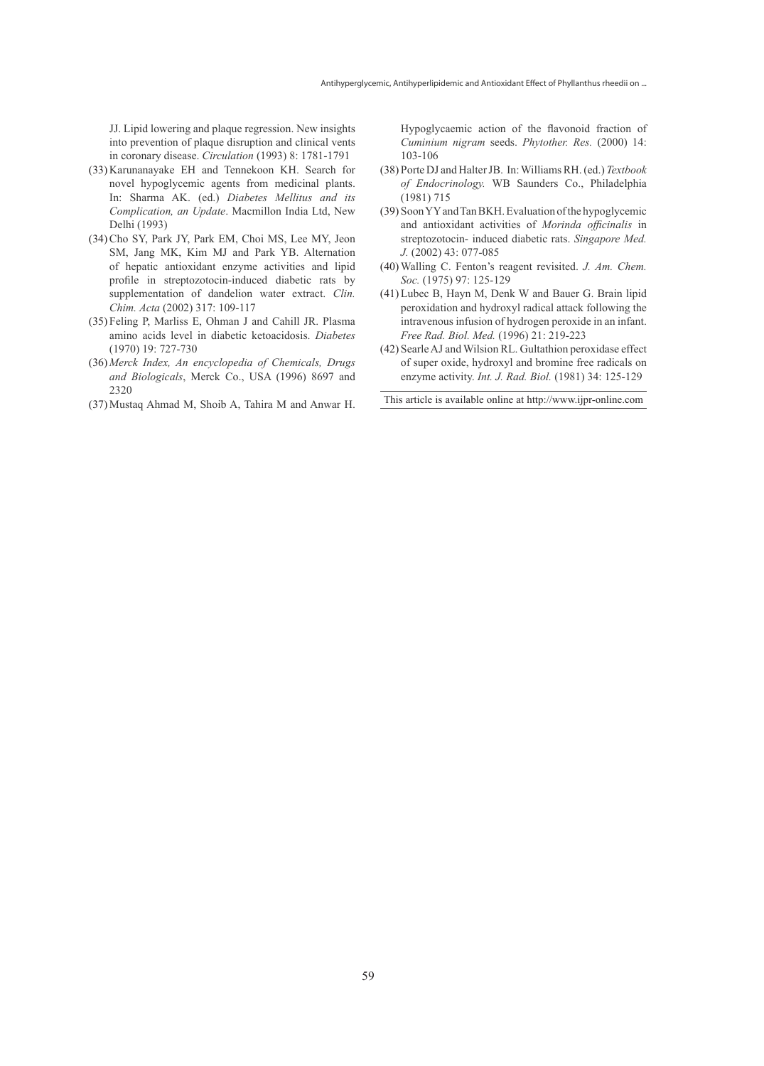JJ. Lipid lowering and plaque regression. New insights into prevention of plaque disruption and clinical vents in coronary disease. *Circulation* (1993) 8: 1781-1791

(33) Karunanayake EH and Tennekoon KH. Search for novel hypoglycemic agents from medicinal plants. In: Sharma AK. (ed.) *Diabetes Mellitus and its Complication, an Update*. Macmillon India Ltd, New Delhi (1993)

(34) Cho SY, Park JY, Park EM, Choi MS, Lee MY, Jeon SM, Jang MK, Kim MJ and Park YB. Alternation of hepatic antioxidant enzyme activities and lipid profile in streptozotocin-induced diabetic rats by supplementation of dandelion water extract. *Clin. Chim. Acta* (2002) 317: 109-117

(35) Feling P, Marliss E, Ohman J and Cahill JR. Plasma amino acids level in diabetic ketoacidosis. *Diabetes* (1970) 19: 727-730

(36) *Merck Index, An encyclopedia of Chemicals, Drugs and Biologicals*, Merck Co., USA (1996) 8697 and 2320

(37) Mustaq Ahmad M, Shoib A, Tahira M and Anwar H. Hypoglycaemic action of the flavonoid fraction of *Cuminium nigram* seeds. *Phytother. Res.* (2000) 14: 103-106

(38) Porte DJ and Halter JB. In: Williams RH. (ed.) *Textbook of Endocrinology.* WB Saunders Co., Philadelphia (1981) 715

(39) Soon YY and Tan BKH. Evaluation of the hypoglycemic and antioxidant activities of *Morinda officinalis* in streptozotocin- induced diabetic rats. *Singapore Med. J.* (2002) 43: 077-085

(40) Walling C. Fenton's reagent revisited. *J. Am. Chem. Soc.* (1975) 97: 125-129

(41) Lubec B, Hayn M, Denk W and Bauer G. Brain lipid peroxidation and hydroxyl radical attack following the intravenous infusion of hydrogen peroxide in an infant. *Free Rad. Biol. Med.* (1996) 21: 219-223

(42) Searle AJ and Wilsion RL. Gultathion peroxidase effect of super oxide, hydroxyl and bromine free radicals on enzyme activity. *Int. J. Rad. Biol.* (1981) 34: 125-129

This article is available online at http://www.ijpr-online.com